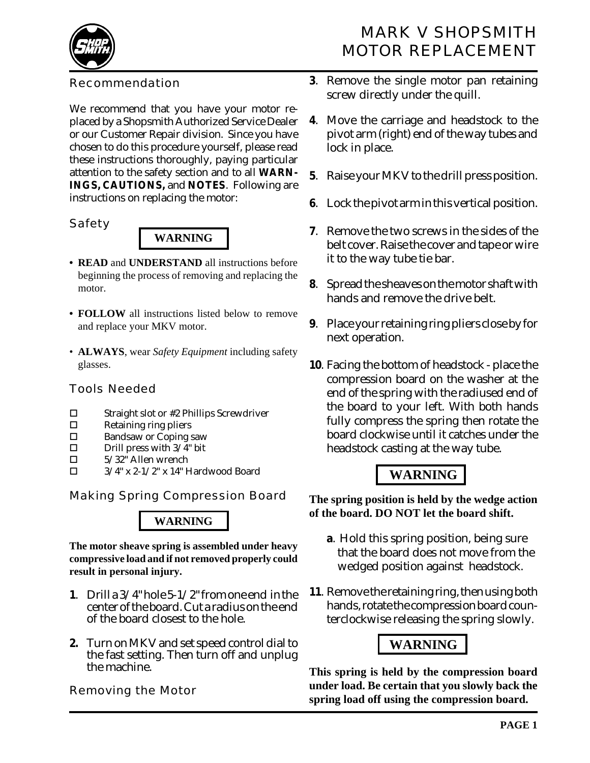# MARK V SHOPSMITH MOTOR REPLACEMENT

## Recommendation

We recommend that you have your motor replaced by a Shopsmith Authorized Service Dealer or our Customer Repair division. Since you have chosen to do this procedure yourself, please read these instructions thoroughly, paying particular attention to the safety section and to all **WARNINGS, CAUTIONS,** and **NOTES**. Following are instructions on replacing the motor:

## Safety

**WARNING**

- **READ** and **UNDERSTAND** all instructions before beginning the process of removing and replacing the motor.
- **FOLLOW** all instructions listed below to remove and replace your MKV motor.
- **ALWAYS**, wear *Safety Equipment* including safety glasses.

## Tools Needed

- ☐ Straight slot or #2 Phillips Screwdriver
- ☐ Retaining ring pliers
- ☐ Bandsaw or Coping saw
- ☐ Drill press with 3/4" bit
- ☐ 5/32" Allen wrench
- ☐ 3/4" x 2-1/2" x 14" Hardwood Board

## Making Spring Compression Board

**WARNING**

**The motor sheave spring is assembled under heavy compressive load and if not removed properly could result in personal injury.**

**1**. Drill a 3/4" hole 5-1/2" from one end in the center of the board. Cut a radius on the end of the board closest to the hole.

**2.** Turn on MKV and set speed control dial to the fast setting. Then turn off and unplug the machine.

## Removing the Motor

**3**. Remove the single motor pan retaining screw directly under the quill.

**4**. Move the carriage and headstock to the pivot arm (right) end of the way tubes and lock in place.

**5**. Raise your MKV to the drill press position.

**6**. Lock the pivot arm in this vertical position.

**7**. Remove the two screws in the sides of the belt cover. Raise the cover and tape or wire it to the way tube tie bar.

**8**. Spread the sheaves on the motor shaft with hands and remove the drive belt.

**9**. Place your retaining ring pliers close by for next operation.

**10**. Facing the bottom of headstock - place the compression board on the washer at the end of the spring with the radiused end of the board to your left. With both hands fully compress the spring then rotate the board clockwise until it catches under the headstock casting at the way tube.

**WARNING**

**The spring position is held by the wedge action of the board. DO NOT let the board shift.**

**a**. Hold this spring position, being sure that the board does not move from the wedged position against headstock.

**11**. Remove the retaining ring, then using both hands, rotate the compression board counterclockwise releasing the spring slowly.

**WARNING**

**This spring is held by the compression board under load. Be certain that you slowly back the spring load off using the compression board.**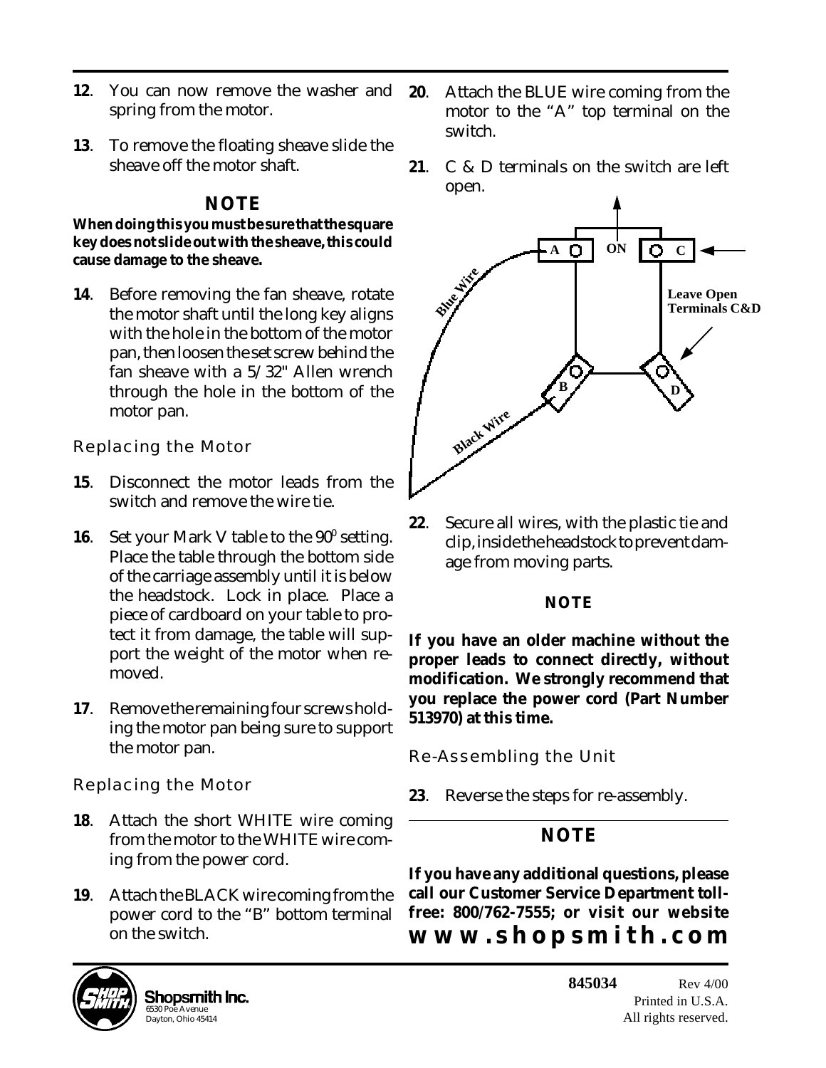12. You can now remove the washer and spring from the motor.

13. To remove the floating sheave slide the sheave off the motor shaft.

## NOTE

**When doing this you must be sure that the square key does not slide out with the sheave, this could cause damage to the sheave.**

14. Before removing the fan sheave, rotate the motor shaft until the long key aligns with the hole in the bottom of the motor pan, then loosen the set screw behind the fan sheave with a 5/32" Allen wrench through the hole in the bottom of the motor pan.

### Replacing the Motor

15. Disconnect the motor leads from the switch and remove the wire tie.

16. Set your Mark V table to the 90° setting. Place the table through the bottom side of the carriage assembly until it is below the headstock. Lock in place. Place a piece of cardboard on your table to protect it from damage, the table will support the weight of the motor when removed.

17. Remove the remaining four screws holding the motor pan being sure to support the motor pan.

### Replacing the Motor

18. Attach the short WHITE wire coming from the motor to the WHITE wire coming from the power cord.

19. Attach the BLACK wire coming from the power cord to the "B" bottom terminal on the switch.

20. Attach the BLUE wire coming from the motor to the "A" top terminal on the switch.

21. C & D terminals on the switch are left open.

A
ON
C
Blue Wire
Leave Open Terminals C&D
B
D
Black Wire

22. Secure all wires, with the plastic tie and clip, inside the headstock to prevent damage from moving parts.

## NOTE

**If you have an older machine without the proper leads to connect directly, without modification. We strongly recommend that you replace the power cord (Part Number 513970) at this time.**

### Re-Assembling the Unit

23. Reverse the steps for re-assembly.

## NOTE

**If you have any additional questions, please call our Customer Service Department toll-free: 800/762-7555; or visit our website www.shopsmith.com**

Shopsmith Inc.
6530 Poe Avenue
Dayton, Ohio 45414

**845034** Rev 4/00
Printed in U.S.A.
All rights reserved.